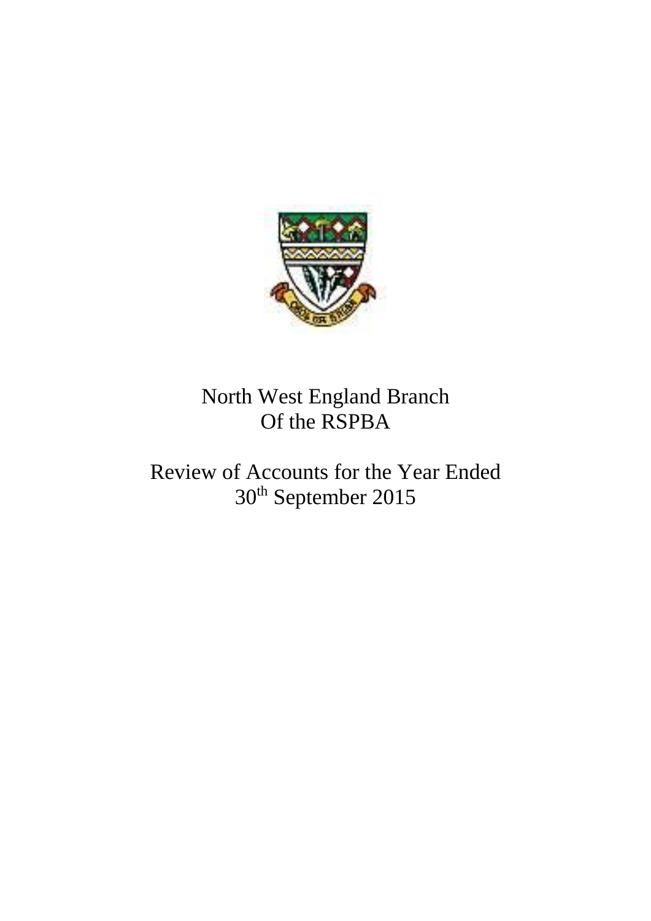# North West England Branch Of the RSPBA

## Review of Accounts for the Year Ended 30th September 2015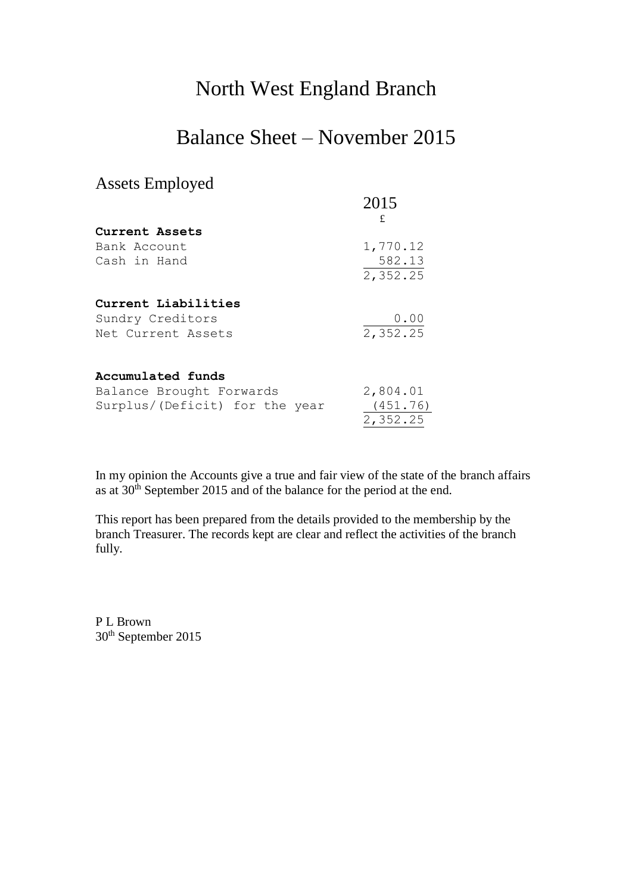# North West England Branch

# Balance Sheet – November 2015

## Assets Employed

| | 2015 |
|---|---|
| | £ |
| **Current Assets** | |
| Bank Account | 1,770.12 |
| Cash in Hand | 582.13 |
| | 2,352.25 |
| | |
| **Current Liabilities** | |
| Sundry Creditors | 0.00 |
| Net Current Assets | 2,352.25 |
| | |
| **Accumulated funds** | |
| Balance Brought Forwards | 2,804.01 |
| Surplus/(Deficit) for the year | (451.76) |
| | 2,352.25 |

In my opinion the Accounts give a true and fair view of the state of the branch affairs as at 30th September 2015 and of the balance for the period at the end.

This report has been prepared from the details provided to the membership by the branch Treasurer. The records kept are clear and reflect the activities of the branch fully.

P L Brown
30th September 2015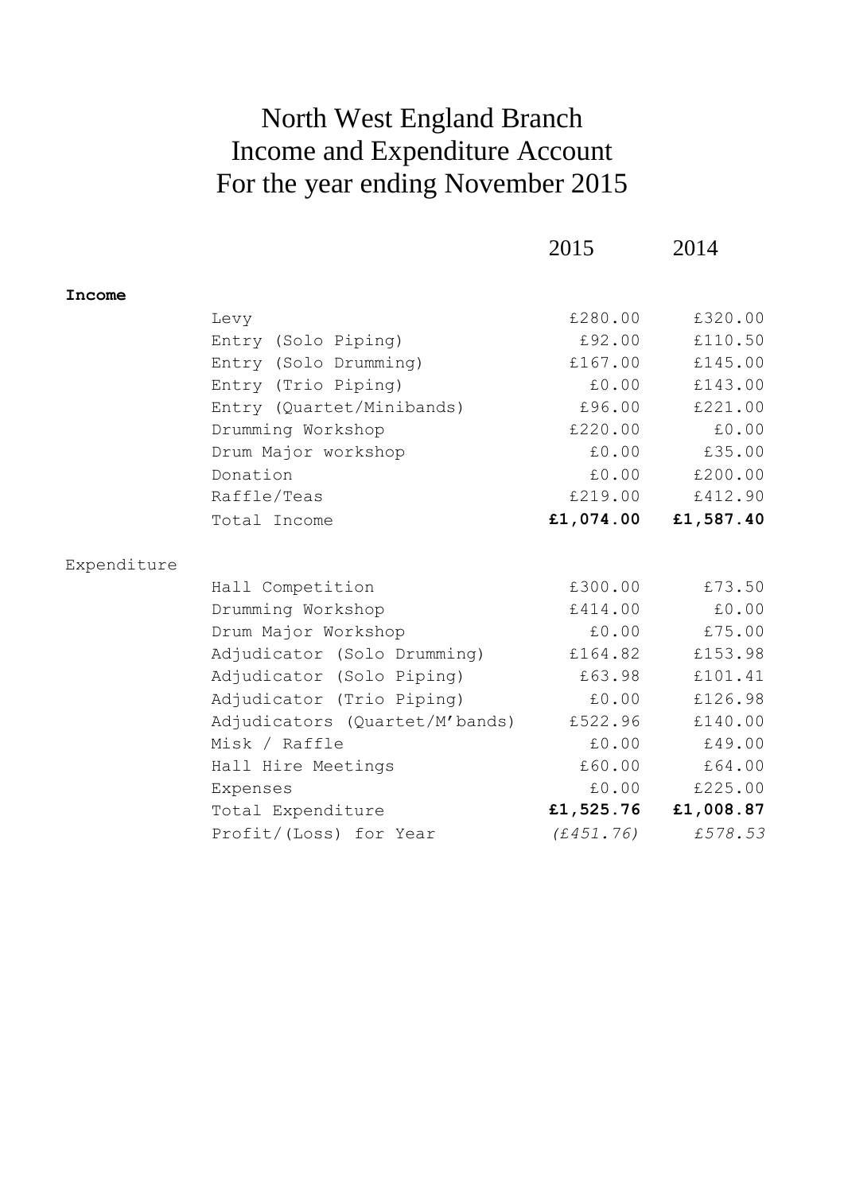# North West England Branch
# Income and Expenditure Account
# For the year ending November 2015

| | | 2015 | 2014 |
|---|---|---|---|
| **Income** | | | |
| | Levy | £280.00 | £320.00 |
| | Entry (Solo Piping) | £92.00 | £110.50 |
| | Entry (Solo Drumming) | £167.00 | £145.00 |
| | Entry (Trio Piping) | £0.00 | £143.00 |
| | Entry (Quartet/Minibands) | £96.00 | £221.00 |
| | Drumming Workshop | £220.00 | £0.00 |
| | Drum Major workshop | £0.00 | £35.00 |
| | Donation | £0.00 | £200.00 |
| | Raffle/Teas | £219.00 | £412.90 |
| | Total Income | **£1,074.00** | **£1,587.40** |
| Expenditure | | | |
| | Hall Competition | £300.00 | £73.50 |
| | Drumming Workshop | £414.00 | £0.00 |
| | Drum Major Workshop | £0.00 | £75.00 |
| | Adjudicator (Solo Drumming) | £164.82 | £153.98 |
| | Adjudicator (Solo Piping) | £63.98 | £101.41 |
| | Adjudicator (Trio Piping) | £0.00 | £126.98 |
| | Adjudicators (Quartet/M'bands) | £522.96 | £140.00 |
| | Misk / Raffle | £0.00 | £49.00 |
| | Hall Hire Meetings | £60.00 | £64.00 |
| | Expenses | £0.00 | £225.00 |
| | Total Expenditure | **£1,525.76** | **£1,008.87** |
| | Profit/(Loss) for Year | *(£451.76)* | *£578.53* |